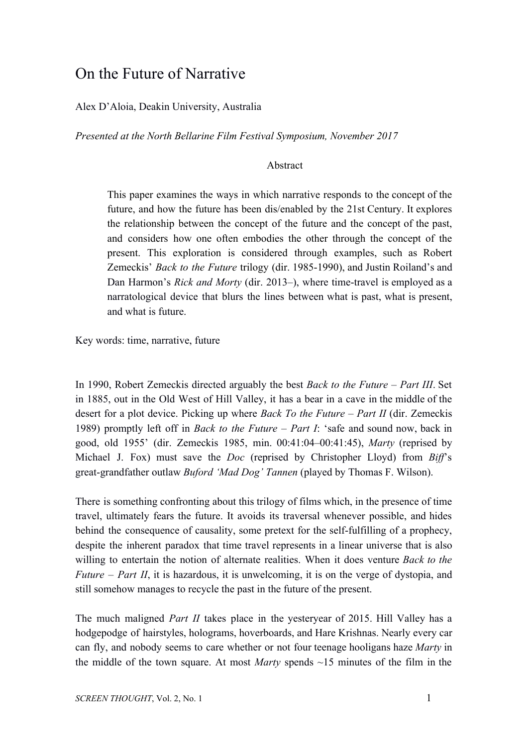# On the Future of Narrative

Alex D'Aloia, Deakin University, Australia

*Presented at the North Bellarine Film Festival Symposium, November 2017*

## Abstract

> This paper examines the ways in which narrative responds to the concept of the future, and how the future has been dis/enabled by the 21st Century. It explores the relationship between the concept of the future and the concept of the past, and considers how one often embodies the other through the concept of the present. This exploration is considered through examples, such as Robert Zemeckis' *Back to the Future* trilogy (dir. 1985-1990), and Justin Roiland's and Dan Harmon's *Rick and Morty* (dir. 2013–), where time-travel is employed as a narratological device that blurs the lines between what is past, what is present, and what is future.

Key words: time, narrative, future

In 1990, Robert Zemeckis directed arguably the best *Back to the Future – Part III*. Set in 1885, out in the Old West of Hill Valley, it has a bear in a cave in the middle of the desert for a plot device. Picking up where *Back To the Future – Part II* (dir. Zemeckis 1989) promptly left off in *Back to the Future – Part I*: 'safe and sound now, back in good, old 1955' (dir. Zemeckis 1985, min. 00:41:04–00:41:45), *Marty* (reprised by Michael J. Fox) must save the *Doc* (reprised by Christopher Lloyd) from *Biff*'s great-grandfather outlaw *Buford 'Mad Dog' Tannen* (played by Thomas F. Wilson).

There is something confronting about this trilogy of films which, in the presence of time travel, ultimately fears the future. It avoids its traversal whenever possible, and hides behind the consequence of causality, some pretext for the self-fulfilling of a prophecy, despite the inherent paradox that time travel represents in a linear universe that is also willing to entertain the notion of alternate realities. When it does venture *Back to the Future – Part II*, it is hazardous, it is unwelcoming, it is on the verge of dystopia, and still somehow manages to recycle the past in the future of the present.

The much maligned *Part II* takes place in the yesteryear of 2015. Hill Valley has a hodgepodge of hairstyles, holograms, hoverboards, and Hare Krishnas. Nearly every car can fly, and nobody seems to care whether or not four teenage hooligans haze *Marty* in the middle of the town square. At most *Marty* spends ~15 minutes of the film in the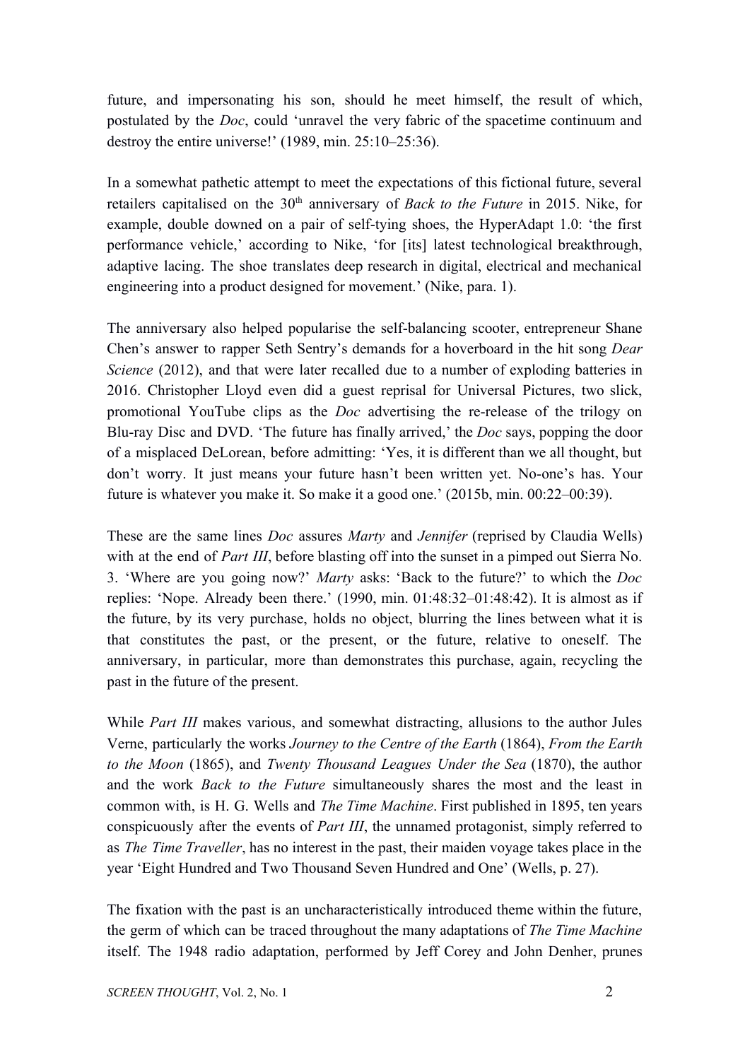future, and impersonating his son, should he meet himself, the result of which, postulated by the *Doc*, could 'unravel the very fabric of the spacetime continuum and destroy the entire universe!' (1989, min. 25:10–25:36).

In a somewhat pathetic attempt to meet the expectations of this fictional future, several retailers capitalised on the 30th anniversary of *Back to the Future* in 2015. Nike, for example, double downed on a pair of self-tying shoes, the HyperAdapt 1.0: 'the first performance vehicle,' according to Nike, 'for [its] latest technological breakthrough, adaptive lacing. The shoe translates deep research in digital, electrical and mechanical engineering into a product designed for movement.' (Nike, para. 1).

The anniversary also helped popularise the self-balancing scooter, entrepreneur Shane Chen's answer to rapper Seth Sentry's demands for a hoverboard in the hit song *Dear Science* (2012), and that were later recalled due to a number of exploding batteries in 2016. Christopher Lloyd even did a guest reprisal for Universal Pictures, two slick, promotional YouTube clips as the *Doc* advertising the re-release of the trilogy on Blu-ray Disc and DVD. 'The future has finally arrived,' the *Doc* says, popping the door of a misplaced DeLorean, before admitting: 'Yes, it is different than we all thought, but don't worry. It just means your future hasn't been written yet. No-one's has. Your future is whatever you make it. So make it a good one.' (2015b, min. 00:22–00:39).

These are the same lines *Doc* assures *Marty* and *Jennifer* (reprised by Claudia Wells) with at the end of *Part III*, before blasting off into the sunset in a pimped out Sierra No. 3. 'Where are you going now?' *Marty* asks: 'Back to the future?' to which the *Doc* replies: 'Nope. Already been there.' (1990, min. 01:48:32–01:48:42). It is almost as if the future, by its very purchase, holds no object, blurring the lines between what it is that constitutes the past, or the present, or the future, relative to oneself. The anniversary, in particular, more than demonstrates this purchase, again, recycling the past in the future of the present.

While *Part III* makes various, and somewhat distracting, allusions to the author Jules Verne, particularly the works *Journey to the Centre of the Earth* (1864), *From the Earth to the Moon* (1865), and *Twenty Thousand Leagues Under the Sea* (1870), the author and the work *Back to the Future* simultaneously shares the most and the least in common with, is H. G. Wells and *The Time Machine*. First published in 1895, ten years conspicuously after the events of *Part III*, the unnamed protagonist, simply referred to as *The Time Traveller*, has no interest in the past, their maiden voyage takes place in the year 'Eight Hundred and Two Thousand Seven Hundred and One' (Wells, p. 27).

The fixation with the past is an uncharacteristically introduced theme within the future, the germ of which can be traced throughout the many adaptations of *The Time Machine* itself. The 1948 radio adaptation, performed by Jeff Corey and John Denher, prunes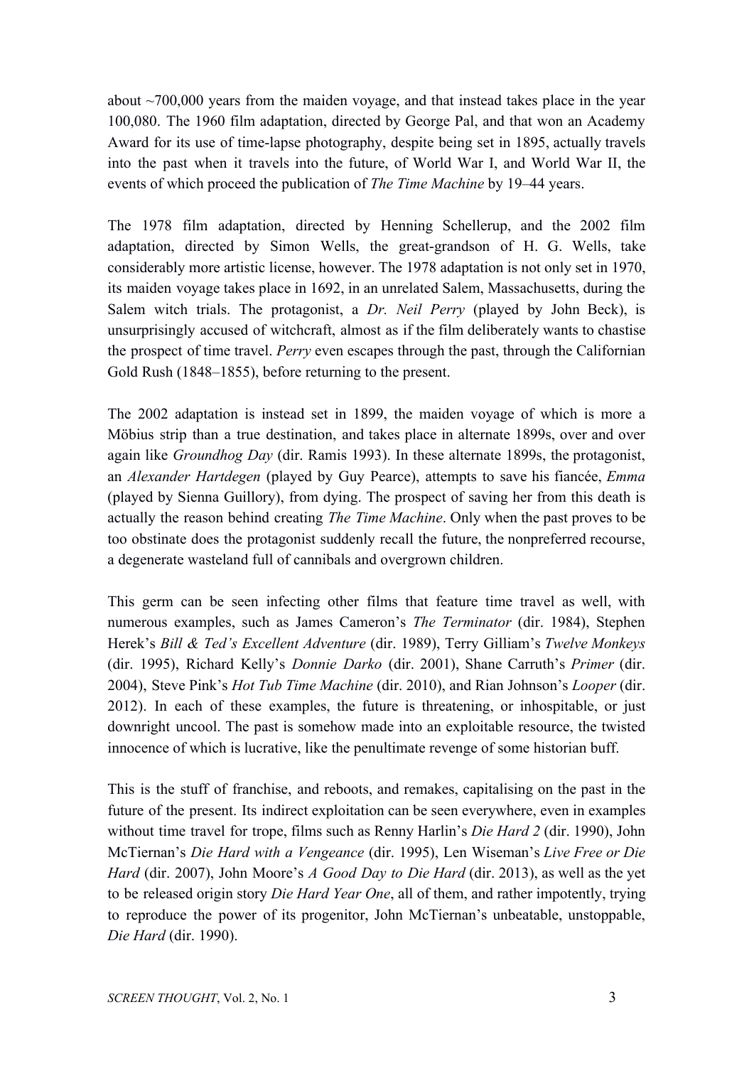about ~700,000 years from the maiden voyage, and that instead takes place in the year 100,080. The 1960 film adaptation, directed by George Pal, and that won an Academy Award for its use of time-lapse photography, despite being set in 1895, actually travels into the past when it travels into the future, of World War I, and World War II, the events of which proceed the publication of *The Time Machine* by 19–44 years.

The 1978 film adaptation, directed by Henning Schellerup, and the 2002 film adaptation, directed by Simon Wells, the great-grandson of H. G. Wells, take considerably more artistic license, however. The 1978 adaptation is not only set in 1970, its maiden voyage takes place in 1692, in an unrelated Salem, Massachusetts, during the Salem witch trials. The protagonist, a *Dr. Neil Perry* (played by John Beck), is unsurprisingly accused of witchcraft, almost as if the film deliberately wants to chastise the prospect of time travel. *Perry* even escapes through the past, through the Californian Gold Rush (1848–1855), before returning to the present.

The 2002 adaptation is instead set in 1899, the maiden voyage of which is more a Möbius strip than a true destination, and takes place in alternate 1899s, over and over again like *Groundhog Day* (dir. Ramis 1993). In these alternate 1899s, the protagonist, an *Alexander Hartdegen* (played by Guy Pearce), attempts to save his fiancée, *Emma* (played by Sienna Guillory), from dying. The prospect of saving her from this death is actually the reason behind creating *The Time Machine*. Only when the past proves to be too obstinate does the protagonist suddenly recall the future, the nonpreferred recourse, a degenerate wasteland full of cannibals and overgrown children.

This germ can be seen infecting other films that feature time travel as well, with numerous examples, such as James Cameron's *The Terminator* (dir. 1984), Stephen Herek's *Bill & Ted's Excellent Adventure* (dir. 1989), Terry Gilliam's *Twelve Monkeys* (dir. 1995), Richard Kelly's *Donnie Darko* (dir. 2001), Shane Carruth's *Primer* (dir. 2004), Steve Pink's *Hot Tub Time Machine* (dir. 2010), and Rian Johnson's *Looper* (dir. 2012). In each of these examples, the future is threatening, or inhospitable, or just downright uncool. The past is somehow made into an exploitable resource, the twisted innocence of which is lucrative, like the penultimate revenge of some historian buff.

This is the stuff of franchise, and reboots, and remakes, capitalising on the past in the future of the present. Its indirect exploitation can be seen everywhere, even in examples without time travel for trope, films such as Renny Harlin's *Die Hard 2* (dir. 1990), John McTiernan's *Die Hard with a Vengeance* (dir. 1995), Len Wiseman's *Live Free or Die Hard* (dir. 2007), John Moore's *A Good Day to Die Hard* (dir. 2013), as well as the yet to be released origin story *Die Hard Year One*, all of them, and rather impotently, trying to reproduce the power of its progenitor, John McTiernan's unbeatable, unstoppable, *Die Hard* (dir. 1990).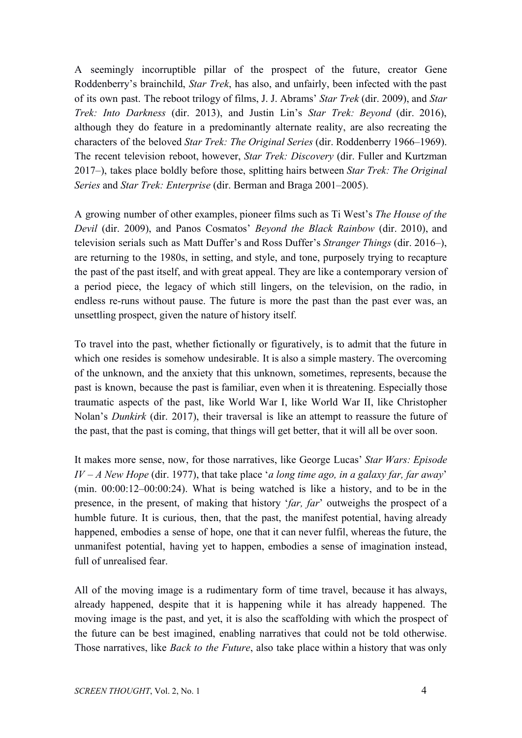A seemingly incorruptible pillar of the prospect of the future, creator Gene Roddenberry's brainchild, *Star Trek*, has also, and unfairly, been infected with the past of its own past. The reboot trilogy of films, J. J. Abrams' *Star Trek* (dir. 2009), and *Star Trek: Into Darkness* (dir. 2013), and Justin Lin's *Star Trek: Beyond* (dir. 2016), although they do feature in a predominantly alternate reality, are also recreating the characters of the beloved *Star Trek: The Original Series* (dir. Roddenberry 1966–1969). The recent television reboot, however, *Star Trek: Discovery* (dir. Fuller and Kurtzman 2017–), takes place boldly before those, splitting hairs between *Star Trek: The Original Series* and *Star Trek: Enterprise* (dir. Berman and Braga 2001–2005).

A growing number of other examples, pioneer films such as Ti West's *The House of the Devil* (dir. 2009), and Panos Cosmatos' *Beyond the Black Rainbow* (dir. 2010), and television serials such as Matt Duffer's and Ross Duffer's *Stranger Things* (dir. 2016–), are returning to the 1980s, in setting, and style, and tone, purposely trying to recapture the past of the past itself, and with great appeal. They are like a contemporary version of a period piece, the legacy of which still lingers, on the television, on the radio, in endless re-runs without pause. The future is more the past than the past ever was, an unsettling prospect, given the nature of history itself.

To travel into the past, whether fictionally or figuratively, is to admit that the future in which one resides is somehow undesirable. It is also a simple mastery. The overcoming of the unknown, and the anxiety that this unknown, sometimes, represents, because the past is known, because the past is familiar, even when it is threatening. Especially those traumatic aspects of the past, like World War I, like World War II, like Christopher Nolan's *Dunkirk* (dir. 2017), their traversal is like an attempt to reassure the future of the past, that the past is coming, that things will get better, that it will all be over soon.

It makes more sense, now, for those narratives, like George Lucas' *Star Wars: Episode IV – A New Hope* (dir. 1977), that take place '*a long time ago, in a galaxy far, far away*' (min. 00:00:12–00:00:24). What is being watched is like a history, and to be in the presence, in the present, of making that history '*far, far*' outweighs the prospect of a humble future. It is curious, then, that the past, the manifest potential, having already happened, embodies a sense of hope, one that it can never fulfil, whereas the future, the unmanifest potential, having yet to happen, embodies a sense of imagination instead, full of unrealised fear.

All of the moving image is a rudimentary form of time travel, because it has always, already happened, despite that it is happening while it has already happened. The moving image is the past, and yet, it is also the scaffolding with which the prospect of the future can be best imagined, enabling narratives that could not be told otherwise. Those narratives, like *Back to the Future*, also take place within a history that was only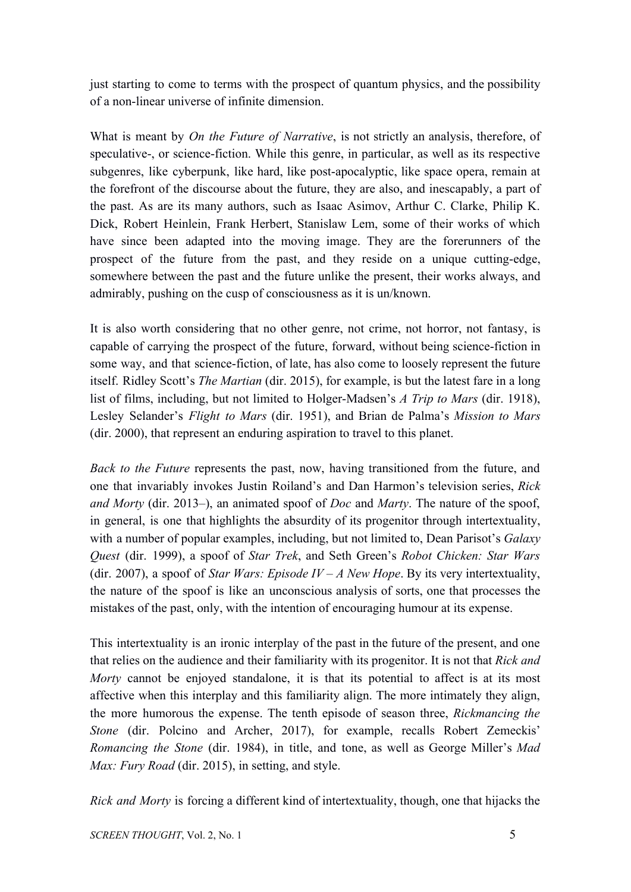just starting to come to terms with the prospect of quantum physics, and the possibility of a non-linear universe of infinite dimension.

What is meant by *On the Future of Narrative*, is not strictly an analysis, therefore, of speculative-, or science-fiction. While this genre, in particular, as well as its respective subgenres, like cyberpunk, like hard, like post-apocalyptic, like space opera, remain at the forefront of the discourse about the future, they are also, and inescapably, a part of the past. As are its many authors, such as Isaac Asimov, Arthur C. Clarke, Philip K. Dick, Robert Heinlein, Frank Herbert, Stanislaw Lem, some of their works of which have since been adapted into the moving image. They are the forerunners of the prospect of the future from the past, and they reside on a unique cutting-edge, somewhere between the past and the future unlike the present, their works always, and admirably, pushing on the cusp of consciousness as it is un/known.

It is also worth considering that no other genre, not crime, not horror, not fantasy, is capable of carrying the prospect of the future, forward, without being science-fiction in some way, and that science-fiction, of late, has also come to loosely represent the future itself. Ridley Scott's *The Martian* (dir. 2015), for example, is but the latest fare in a long list of films, including, but not limited to Holger-Madsen's *A Trip to Mars* (dir. 1918), Lesley Selander's *Flight to Mars* (dir. 1951), and Brian de Palma's *Mission to Mars* (dir. 2000), that represent an enduring aspiration to travel to this planet.

*Back to the Future* represents the past, now, having transitioned from the future, and one that invariably invokes Justin Roiland's and Dan Harmon's television series, *Rick and Morty* (dir. 2013–), an animated spoof of *Doc* and *Marty*. The nature of the spoof, in general, is one that highlights the absurdity of its progenitor through intertextuality, with a number of popular examples, including, but not limited to, Dean Parisot's *Galaxy Quest* (dir. 1999), a spoof of *Star Trek*, and Seth Green's *Robot Chicken: Star Wars* (dir. 2007), a spoof of *Star Wars: Episode IV – A New Hope*. By its very intertextuality, the nature of the spoof is like an unconscious analysis of sorts, one that processes the mistakes of the past, only, with the intention of encouraging humour at its expense.

This intertextuality is an ironic interplay of the past in the future of the present, and one that relies on the audience and their familiarity with its progenitor. It is not that *Rick and Morty* cannot be enjoyed standalone, it is that its potential to affect is at its most affective when this interplay and this familiarity align. The more intimately they align, the more humorous the expense. The tenth episode of season three, *Rickmancing the Stone* (dir. Polcino and Archer, 2017), for example, recalls Robert Zemeckis' *Romancing the Stone* (dir. 1984), in title, and tone, as well as George Miller's *Mad Max: Fury Road* (dir. 2015), in setting, and style.

*Rick and Morty* is forcing a different kind of intertextuality, though, one that hijacks the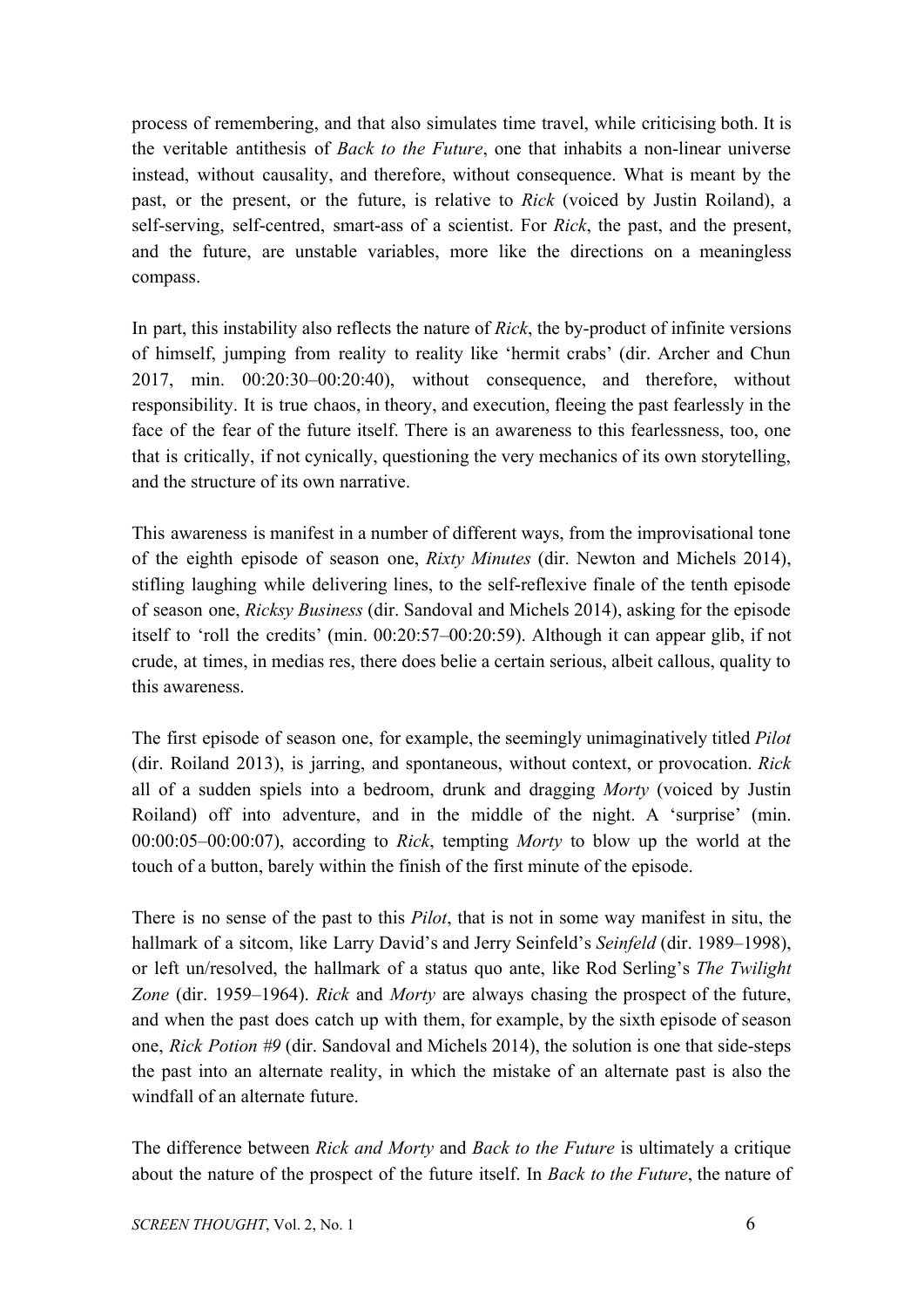process of remembering, and that also simulates time travel, while criticising both. It is the veritable antithesis of *Back to the Future*, one that inhabits a non-linear universe instead, without causality, and therefore, without consequence. What is meant by the past, or the present, or the future, is relative to *Rick* (voiced by Justin Roiland), a self-serving, self-centred, smart-ass of a scientist. For *Rick*, the past, and the present, and the future, are unstable variables, more like the directions on a meaningless compass.

In part, this instability also reflects the nature of *Rick*, the by-product of infinite versions of himself, jumping from reality to reality like 'hermit crabs' (dir. Archer and Chun 2017, min. 00:20:30–00:20:40), without consequence, and therefore, without responsibility. It is true chaos, in theory, and execution, fleeing the past fearlessly in the face of the fear of the future itself. There is an awareness to this fearlessness, too, one that is critically, if not cynically, questioning the very mechanics of its own storytelling, and the structure of its own narrative.

This awareness is manifest in a number of different ways, from the improvisational tone of the eighth episode of season one, *Rixty Minutes* (dir. Newton and Michels 2014), stifling laughing while delivering lines, to the self-reflexive finale of the tenth episode of season one, *Ricksy Business* (dir. Sandoval and Michels 2014), asking for the episode itself to 'roll the credits' (min. 00:20:57–00:20:59). Although it can appear glib, if not crude, at times, in medias res, there does belie a certain serious, albeit callous, quality to this awareness.

The first episode of season one, for example, the seemingly unimaginatively titled *Pilot* (dir. Roiland 2013), is jarring, and spontaneous, without context, or provocation. *Rick* all of a sudden spiels into a bedroom, drunk and dragging *Morty* (voiced by Justin Roiland) off into adventure, and in the middle of the night. A 'surprise' (min. 00:00:05–00:00:07), according to *Rick*, tempting *Morty* to blow up the world at the touch of a button, barely within the finish of the first minute of the episode.

There is no sense of the past to this *Pilot*, that is not in some way manifest in situ, the hallmark of a sitcom, like Larry David's and Jerry Seinfeld's *Seinfeld* (dir. 1989–1998), or left un/resolved, the hallmark of a status quo ante, like Rod Serling's *The Twilight Zone* (dir. 1959–1964). *Rick* and *Morty* are always chasing the prospect of the future, and when the past does catch up with them, for example, by the sixth episode of season one, *Rick Potion #9* (dir. Sandoval and Michels 2014), the solution is one that side-steps the past into an alternate reality, in which the mistake of an alternate past is also the windfall of an alternate future.

The difference between *Rick and Morty* and *Back to the Future* is ultimately a critique about the nature of the prospect of the future itself. In *Back to the Future*, the nature of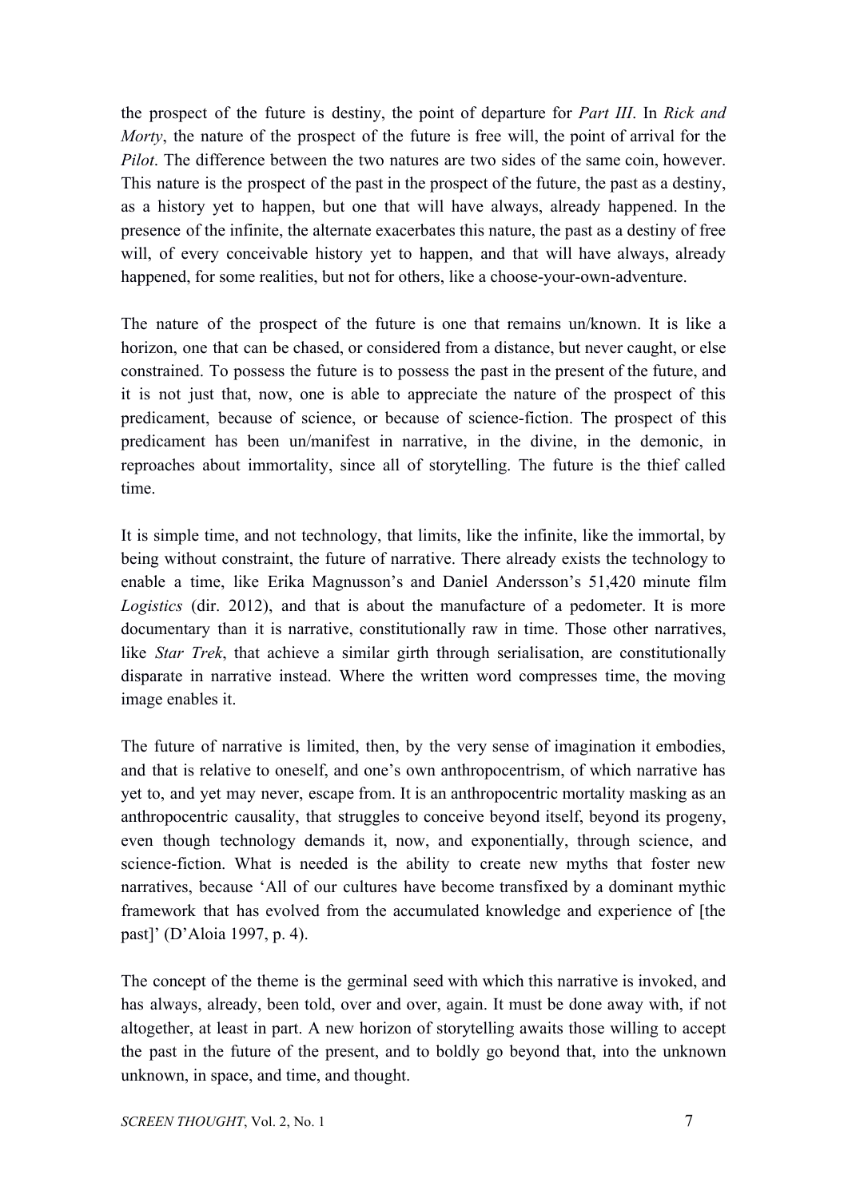the prospect of the future is destiny, the point of departure for *Part III*. In *Rick and Morty*, the nature of the prospect of the future is free will, the point of arrival for the *Pilot*. The difference between the two natures are two sides of the same coin, however. This nature is the prospect of the past in the prospect of the future, the past as a destiny, as a history yet to happen, but one that will have always, already happened. In the presence of the infinite, the alternate exacerbates this nature, the past as a destiny of free will, of every conceivable history yet to happen, and that will have always, already happened, for some realities, but not for others, like a choose-your-own-adventure.

The nature of the prospect of the future is one that remains un/known. It is like a horizon, one that can be chased, or considered from a distance, but never caught, or else constrained. To possess the future is to possess the past in the present of the future, and it is not just that, now, one is able to appreciate the nature of the prospect of this predicament, because of science, or because of science-fiction. The prospect of this predicament has been un/manifest in narrative, in the divine, in the demonic, in reproaches about immortality, since all of storytelling. The future is the thief called time.

It is simple time, and not technology, that limits, like the infinite, like the immortal, by being without constraint, the future of narrative. There already exists the technology to enable a time, like Erika Magnusson's and Daniel Andersson's 51,420 minute film *Logistics* (dir. 2012), and that is about the manufacture of a pedometer. It is more documentary than it is narrative, constitutionally raw in time. Those other narratives, like *Star Trek*, that achieve a similar girth through serialisation, are constitutionally disparate in narrative instead. Where the written word compresses time, the moving image enables it.

The future of narrative is limited, then, by the very sense of imagination it embodies, and that is relative to oneself, and one's own anthropocentrism, of which narrative has yet to, and yet may never, escape from. It is an anthropocentric mortality masking as an anthropocentric causality, that struggles to conceive beyond itself, beyond its progeny, even though technology demands it, now, and exponentially, through science, and science-fiction. What is needed is the ability to create new myths that foster new narratives, because 'All of our cultures have become transfixed by a dominant mythic framework that has evolved from the accumulated knowledge and experience of [the past]' (D'Aloia 1997, p. 4).

The concept of the theme is the germinal seed with which this narrative is invoked, and has always, already, been told, over and over, again. It must be done away with, if not altogether, at least in part. A new horizon of storytelling awaits those willing to accept the past in the future of the present, and to boldly go beyond that, into the unknown unknown, in space, and time, and thought.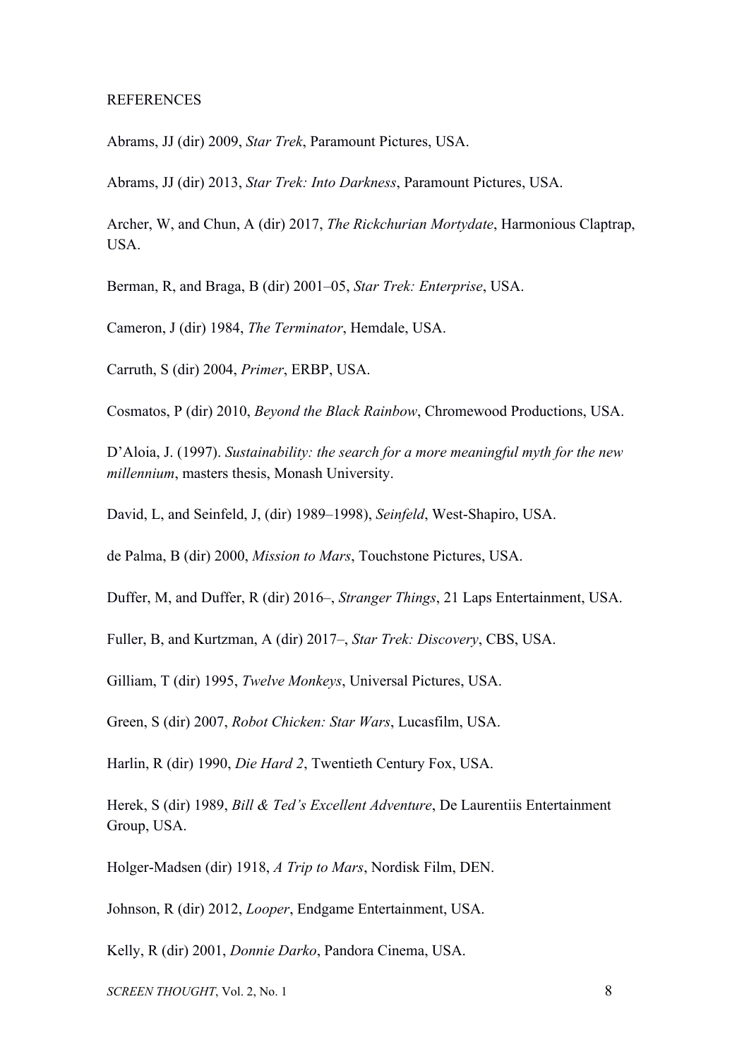REFERENCES

Abrams, JJ (dir) 2009, *Star Trek*, Paramount Pictures, USA.

Abrams, JJ (dir) 2013, *Star Trek: Into Darkness*, Paramount Pictures, USA.

Archer, W, and Chun, A (dir) 2017, *The Rickchurian Mortydate*, Harmonious Claptrap, USA.

Berman, R, and Braga, B (dir) 2001–05, *Star Trek: Enterprise*, USA.

Cameron, J (dir) 1984, *The Terminator*, Hemdale, USA.

Carruth, S (dir) 2004, *Primer*, ERBP, USA.

Cosmatos, P (dir) 2010, *Beyond the Black Rainbow*, Chromewood Productions, USA.

D'Aloia, J. (1997). *Sustainability: the search for a more meaningful myth for the new millennium*, masters thesis, Monash University.

David, L, and Seinfeld, J, (dir) 1989–1998), *Seinfeld*, West-Shapiro, USA.

de Palma, B (dir) 2000, *Mission to Mars*, Touchstone Pictures, USA.

Duffer, M, and Duffer, R (dir) 2016–, *Stranger Things*, 21 Laps Entertainment, USA.

Fuller, B, and Kurtzman, A (dir) 2017–, *Star Trek: Discovery*, CBS, USA.

Gilliam, T (dir) 1995, *Twelve Monkeys*, Universal Pictures, USA.

Green, S (dir) 2007, *Robot Chicken: Star Wars*, Lucasfilm, USA.

Harlin, R (dir) 1990, *Die Hard 2*, Twentieth Century Fox, USA.

Herek, S (dir) 1989, *Bill & Ted's Excellent Adventure*, De Laurentiis Entertainment Group, USA.

Holger-Madsen (dir) 1918, *A Trip to Mars*, Nordisk Film, DEN.

Johnson, R (dir) 2012, *Looper*, Endgame Entertainment, USA.

Kelly, R (dir) 2001, *Donnie Darko*, Pandora Cinema, USA.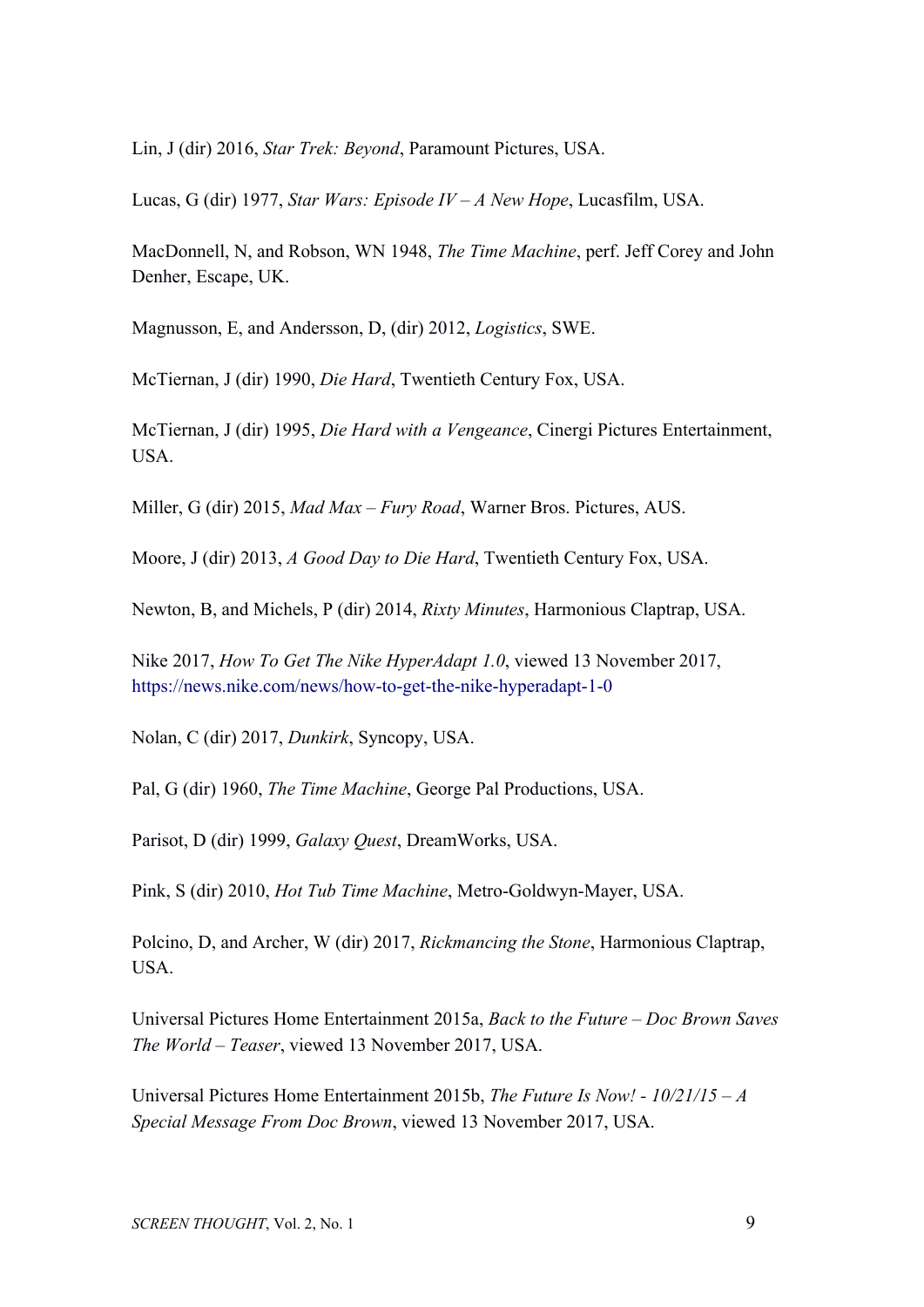Lin, J (dir) 2016, *Star Trek: Beyond*, Paramount Pictures, USA.

Lucas, G (dir) 1977, *Star Wars: Episode IV – A New Hope*, Lucasfilm, USA.

MacDonnell, N, and Robson, WN 1948, *The Time Machine*, perf. Jeff Corey and John Denher, Escape, UK.

Magnusson, E, and Andersson, D, (dir) 2012, *Logistics*, SWE.

McTiernan, J (dir) 1990, *Die Hard*, Twentieth Century Fox, USA.

McTiernan, J (dir) 1995, *Die Hard with a Vengeance*, Cinergi Pictures Entertainment, USA.

Miller, G (dir) 2015, *Mad Max – Fury Road*, Warner Bros. Pictures, AUS.

Moore, J (dir) 2013, *A Good Day to Die Hard*, Twentieth Century Fox, USA.

Newton, B, and Michels, P (dir) 2014, *Rixty Minutes*, Harmonious Claptrap, USA.

Nike 2017, *How To Get The Nike HyperAdapt 1.0*, viewed 13 November 2017, https://news.nike.com/news/how-to-get-the-nike-hyperadapt-1-0

Nolan, C (dir) 2017, *Dunkirk*, Syncopy, USA.

Pal, G (dir) 1960, *The Time Machine*, George Pal Productions, USA.

Parisot, D (dir) 1999, *Galaxy Quest*, DreamWorks, USA.

Pink, S (dir) 2010, *Hot Tub Time Machine*, Metro-Goldwyn-Mayer, USA.

Polcino, D, and Archer, W (dir) 2017, *Rickmancing the Stone*, Harmonious Claptrap, USA.

Universal Pictures Home Entertainment 2015a, *Back to the Future – Doc Brown Saves The World – Teaser*, viewed 13 November 2017, USA.

Universal Pictures Home Entertainment 2015b, *The Future Is Now! - 10/21/15 – A Special Message From Doc Brown*, viewed 13 November 2017, USA.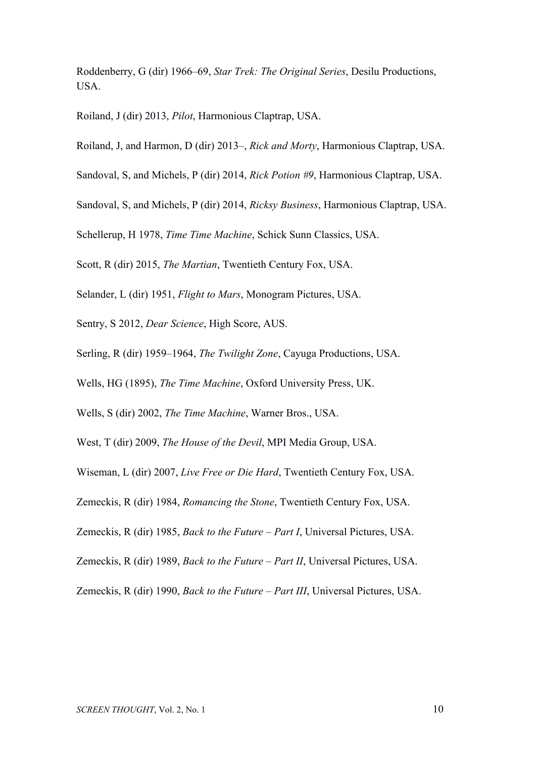Roddenberry, G (dir) 1966–69, *Star Trek: The Original Series*, Desilu Productions, USA.

Roiland, J (dir) 2013, *Pilot*, Harmonious Claptrap, USA.

Roiland, J, and Harmon, D (dir) 2013–, *Rick and Morty*, Harmonious Claptrap, USA.

Sandoval, S, and Michels, P (dir) 2014, *Rick Potion #9*, Harmonious Claptrap, USA.

Sandoval, S, and Michels, P (dir) 2014, *Ricksy Business*, Harmonious Claptrap, USA.

Schellerup, H 1978, *Time Time Machine*, Schick Sunn Classics, USA.

Scott, R (dir) 2015, *The Martian*, Twentieth Century Fox, USA.

Selander, L (dir) 1951, *Flight to Mars*, Monogram Pictures, USA.

Sentry, S 2012, *Dear Science*, High Score, AUS.

Serling, R (dir) 1959–1964, *The Twilight Zone*, Cayuga Productions, USA.

Wells, HG (1895), *The Time Machine*, Oxford University Press, UK.

Wells, S (dir) 2002, *The Time Machine*, Warner Bros., USA.

West, T (dir) 2009, *The House of the Devil*, MPI Media Group, USA.

Wiseman, L (dir) 2007, *Live Free or Die Hard*, Twentieth Century Fox, USA.

Zemeckis, R (dir) 1984, *Romancing the Stone*, Twentieth Century Fox, USA.

Zemeckis, R (dir) 1985, *Back to the Future – Part I*, Universal Pictures, USA.

Zemeckis, R (dir) 1989, *Back to the Future – Part II*, Universal Pictures, USA.

Zemeckis, R (dir) 1990, *Back to the Future – Part III*, Universal Pictures, USA.